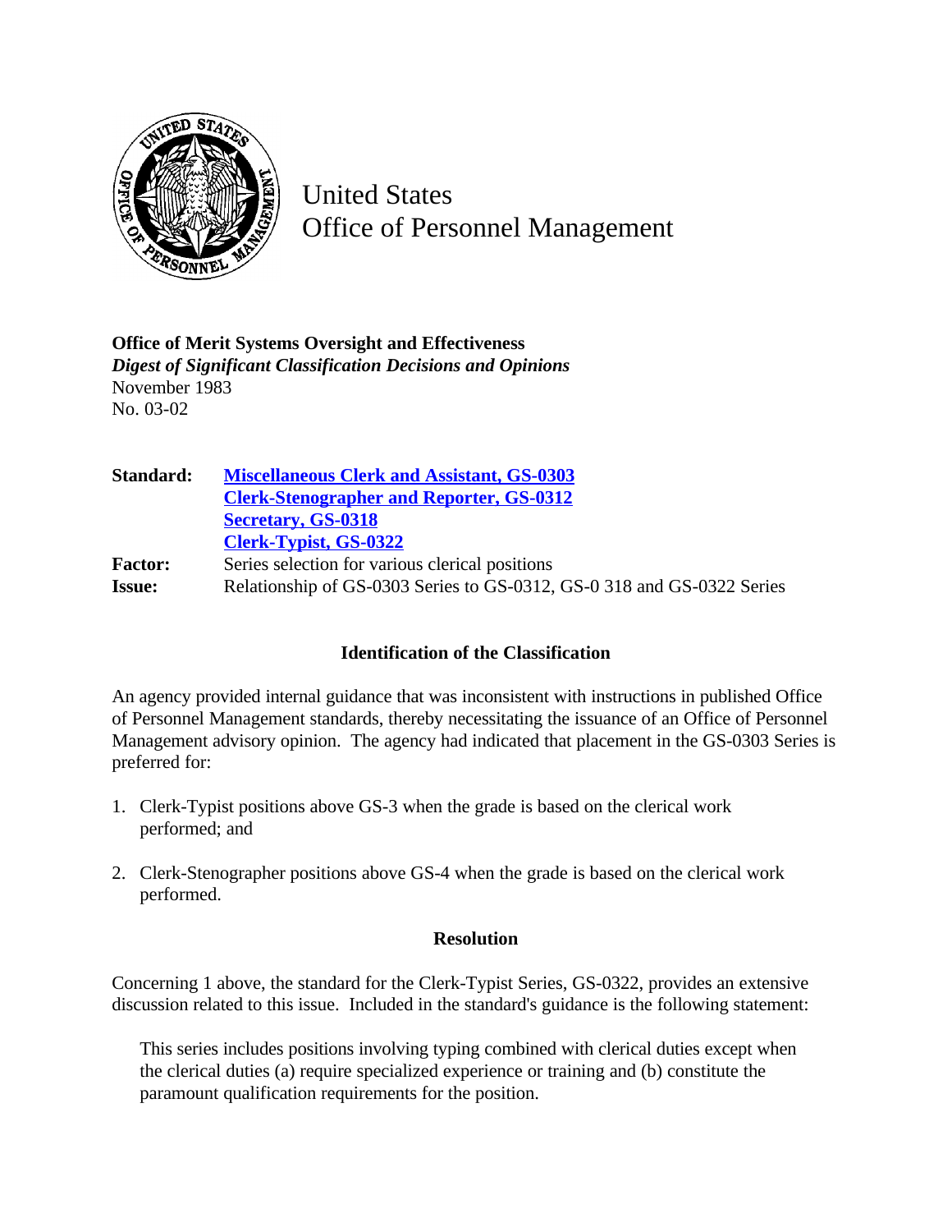United States
Office of Personnel Management

**Office of Merit Systems Oversight and Effectiveness**
***Digest of Significant Classification Decisions and Opinions***
November 1983
No. 03-02

| | |
|---|---|
| **Standard:** | **Miscellaneous Clerk and Assistant, GS-0303** |
| | **Clerk-Stenographer and Reporter, GS-0312** |
| | **Secretary, GS-0318** |
| | **Clerk-Typist, GS-0322** |
| **Factor:** | Series selection for various clerical positions |
| **Issue:** | Relationship of GS-0303 Series to GS-0312, GS-0 318 and GS-0322 Series |

## Identification of the Classification

An agency provided internal guidance that was inconsistent with instructions in published Office of Personnel Management standards, thereby necessitating the issuance of an Office of Personnel Management advisory opinion. The agency had indicated that placement in the GS-0303 Series is preferred for:

1. Clerk-Typist positions above GS-3 when the grade is based on the clerical work performed; and
2. Clerk-Stenographer positions above GS-4 when the grade is based on the clerical work performed.

## Resolution

Concerning 1 above, the standard for the Clerk-Typist Series, GS-0322, provides an extensive discussion related to this issue. Included in the standard's guidance is the following statement:

> This series includes positions involving typing combined with clerical duties except when the clerical duties (a) require specialized experience or training and (b) constitute the paramount qualification requirements for the position.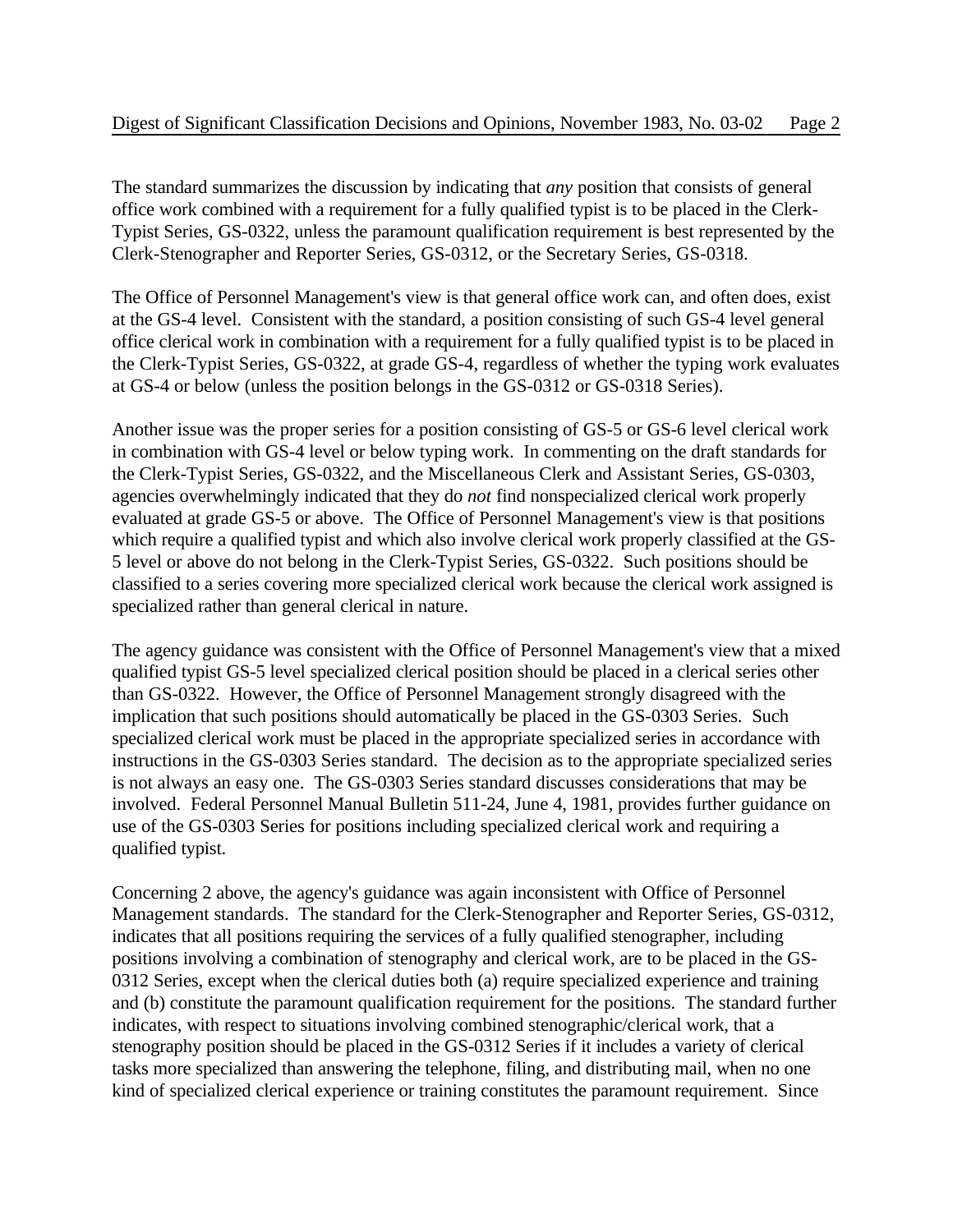The standard summarizes the discussion by indicating that *any* position that consists of general office work combined with a requirement for a fully qualified typist is to be placed in the Clerk-Typist Series, GS-0322, unless the paramount qualification requirement is best represented by the Clerk-Stenographer and Reporter Series, GS-0312, or the Secretary Series, GS-0318.

The Office of Personnel Management's view is that general office work can, and often does, exist at the GS-4 level. Consistent with the standard, a position consisting of such GS-4 level general office clerical work in combination with a requirement for a fully qualified typist is to be placed in the Clerk-Typist Series, GS-0322, at grade GS-4, regardless of whether the typing work evaluates at GS-4 or below (unless the position belongs in the GS-0312 or GS-0318 Series).

Another issue was the proper series for a position consisting of GS-5 or GS-6 level clerical work in combination with GS-4 level or below typing work. In commenting on the draft standards for the Clerk-Typist Series, GS-0322, and the Miscellaneous Clerk and Assistant Series, GS-0303, agencies overwhelmingly indicated that they do *not* find nonspecialized clerical work properly evaluated at grade GS-5 or above. The Office of Personnel Management's view is that positions which require a qualified typist and which also involve clerical work properly classified at the GS-5 level or above do not belong in the Clerk-Typist Series, GS-0322. Such positions should be classified to a series covering more specialized clerical work because the clerical work assigned is specialized rather than general clerical in nature.

The agency guidance was consistent with the Office of Personnel Management's view that a mixed qualified typist GS-5 level specialized clerical position should be placed in a clerical series other than GS-0322. However, the Office of Personnel Management strongly disagreed with the implication that such positions should automatically be placed in the GS-0303 Series. Such specialized clerical work must be placed in the appropriate specialized series in accordance with instructions in the GS-0303 Series standard. The decision as to the appropriate specialized series is not always an easy one. The GS-0303 Series standard discusses considerations that may be involved. Federal Personnel Manual Bulletin 511-24, June 4, 1981, provides further guidance on use of the GS-0303 Series for positions including specialized clerical work and requiring a qualified typist.

Concerning 2 above, the agency's guidance was again inconsistent with Office of Personnel Management standards. The standard for the Clerk-Stenographer and Reporter Series, GS-0312, indicates that all positions requiring the services of a fully qualified stenographer, including positions involving a combination of stenography and clerical work, are to be placed in the GS-0312 Series, except when the clerical duties both (a) require specialized experience and training and (b) constitute the paramount qualification requirement for the positions. The standard further indicates, with respect to situations involving combined stenographic/clerical work, that a stenography position should be placed in the GS-0312 Series if it includes a variety of clerical tasks more specialized than answering the telephone, filing, and distributing mail, when no one kind of specialized clerical experience or training constitutes the paramount requirement. Since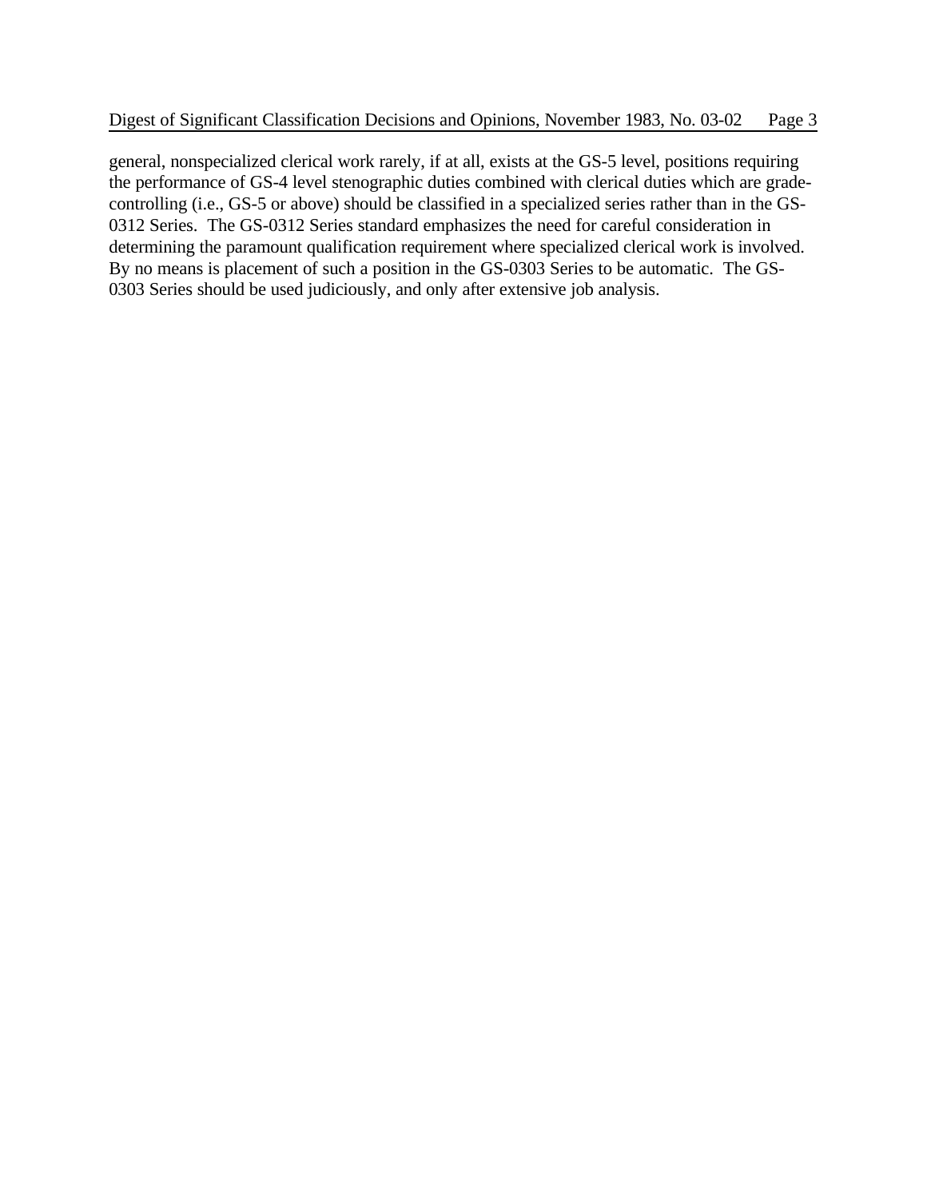general, nonspecialized clerical work rarely, if at all, exists at the GS-5 level, positions requiring the performance of GS-4 level stenographic duties combined with clerical duties which are grade-controlling (i.e., GS-5 or above) should be classified in a specialized series rather than in the GS-0312 Series. The GS-0312 Series standard emphasizes the need for careful consideration in determining the paramount qualification requirement where specialized clerical work is involved. By no means is placement of such a position in the GS-0303 Series to be automatic. The GS-0303 Series should be used judiciously, and only after extensive job analysis.